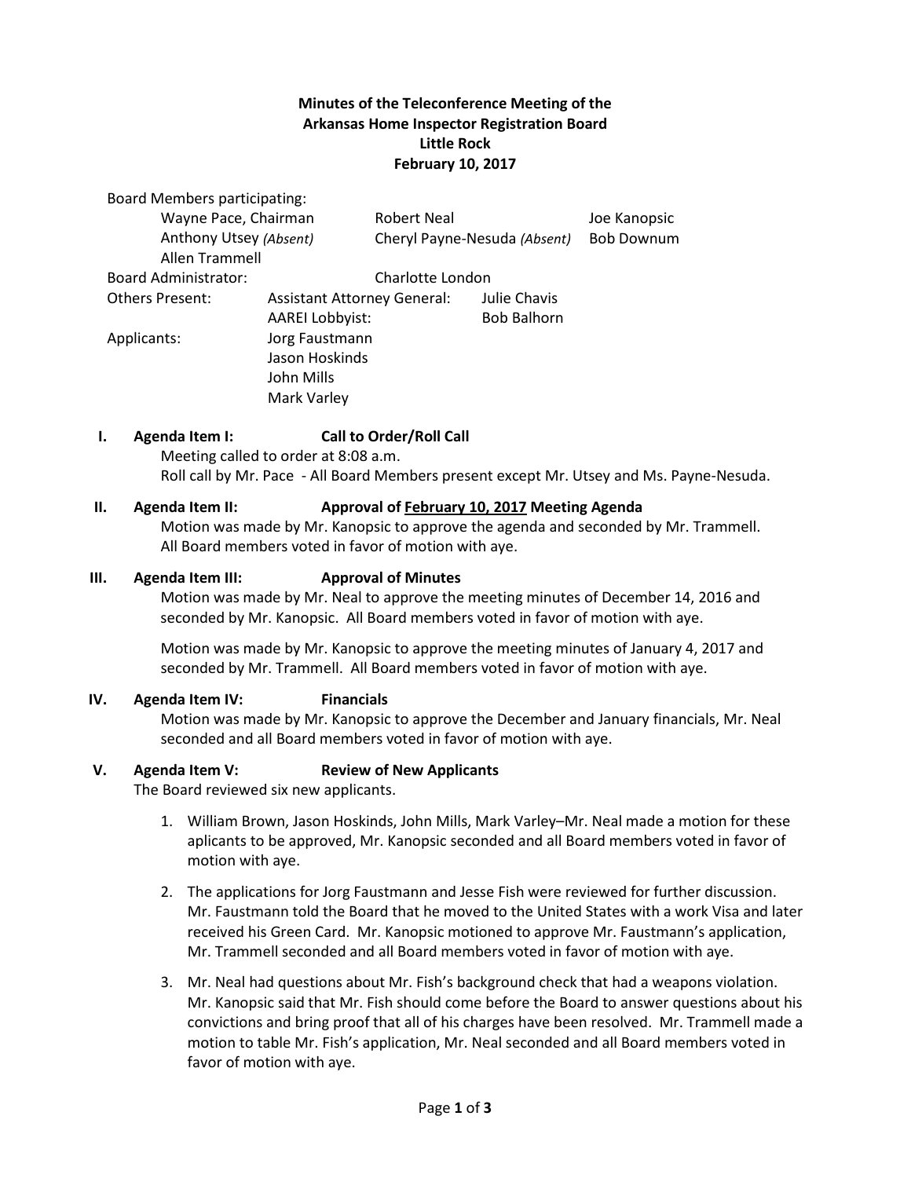**Minutes of the Teleconference Meeting of the**
**Arkansas Home Inspector Registration Board**
**Little Rock**
**February 10, 2017**

Board Members participating:

| | | |
|---|---|---|
| Wayne Pace, Chairman | Robert Neal | Joe Kanopsic |
| Anthony Utsey *(Absent)* | Cheryl Payne-Nesuda *(Absent)* | Bob Downum |
| Allen Trammell | | |

Board Administrator: Charlotte London

Others Present: Assistant Attorney General: Julie Chavis
AAREI Lobbyist: Bob Balhorn

Applicants: Jorg Faustmann
Jason Hoskinds
John Mills
Mark Varley

**I. Agenda Item I: Call to Order/Roll Call**

Meeting called to order at 8:08 a.m.
Roll call by Mr. Pace - All Board Members present except Mr. Utsey and Ms. Payne-Nesuda.

**II. Agenda Item II: Approval of February 10, 2017 Meeting Agenda**

Motion was made by Mr. Kanopsic to approve the agenda and seconded by Mr. Trammell. All Board members voted in favor of motion with aye.

**III. Agenda Item III: Approval of Minutes**

Motion was made by Mr. Neal to approve the meeting minutes of December 14, 2016 and seconded by Mr. Kanopsic. All Board members voted in favor of motion with aye.

Motion was made by Mr. Kanopsic to approve the meeting minutes of January 4, 2017 and seconded by Mr. Trammell. All Board members voted in favor of motion with aye.

**IV. Agenda Item IV: Financials**

Motion was made by Mr. Kanopsic to approve the December and January financials, Mr. Neal seconded and all Board members voted in favor of motion with aye.

**V. Agenda Item V: Review of New Applicants**

The Board reviewed six new applicants.

1. William Brown, Jason Hoskinds, John Mills, Mark Varley–Mr. Neal made a motion for these aplicants to be approved, Mr. Kanopsic seconded and all Board members voted in favor of motion with aye.
2. The applications for Jorg Faustmann and Jesse Fish were reviewed for further discussion. Mr. Faustmann told the Board that he moved to the United States with a work Visa and later received his Green Card. Mr. Kanopsic motioned to approve Mr. Faustmann's application, Mr. Trammell seconded and all Board members voted in favor of motion with aye.
3. Mr. Neal had questions about Mr. Fish's background check that had a weapons violation. Mr. Kanopsic said that Mr. Fish should come before the Board to answer questions about his convictions and bring proof that all of his charges have been resolved. Mr. Trammell made a motion to table Mr. Fish's application, Mr. Neal seconded and all Board members voted in favor of motion with aye.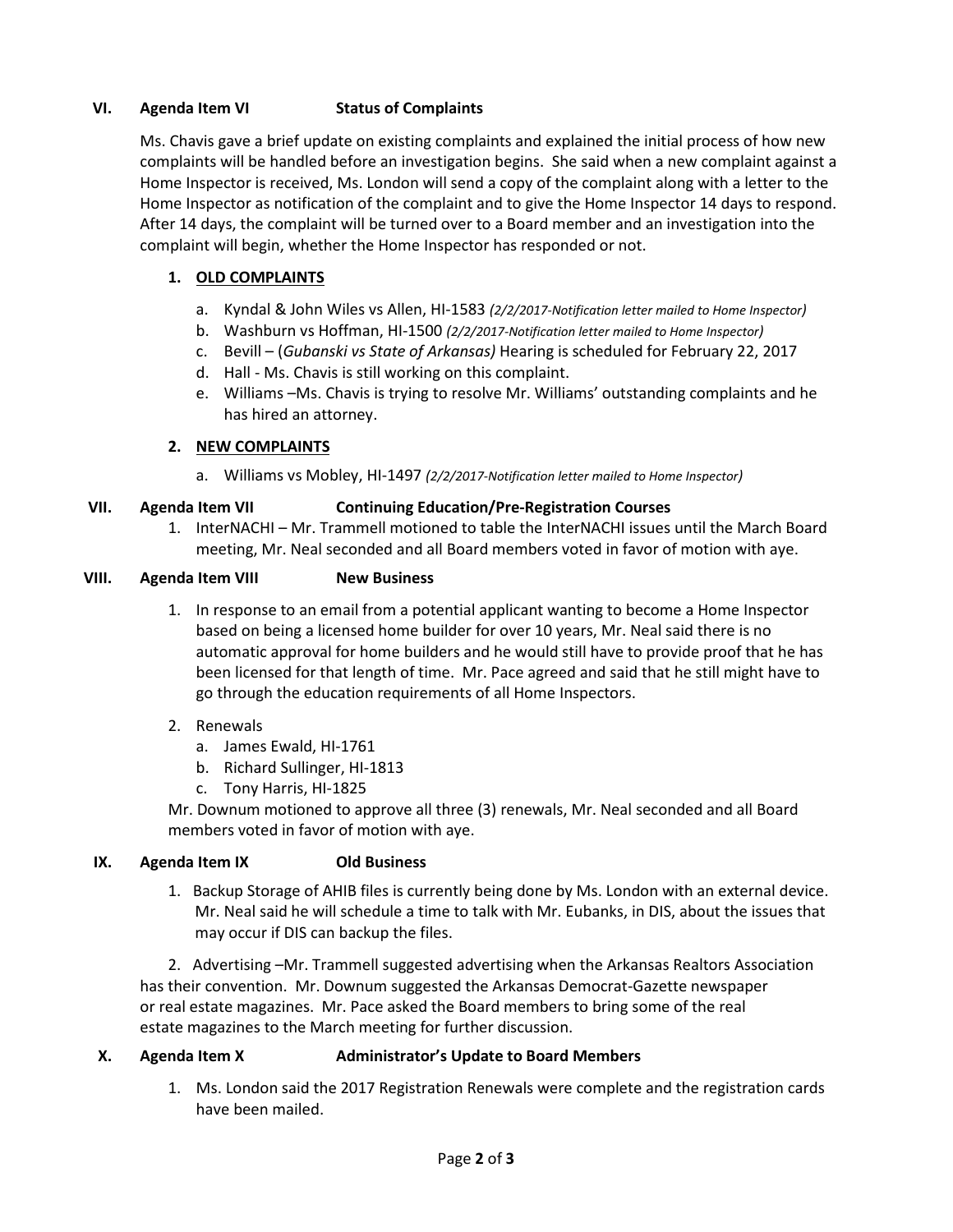## VI. Agenda Item VI Status of Complaints

Ms. Chavis gave a brief update on existing complaints and explained the initial process of how new complaints will be handled before an investigation begins. She said when a new complaint against a Home Inspector is received, Ms. London will send a copy of the complaint along with a letter to the Home Inspector as notification of the complaint and to give the Home Inspector 14 days to respond. After 14 days, the complaint will be turned over to a Board member and an investigation into the complaint will begin, whether the Home Inspector has responded or not.

### 1. OLD COMPLAINTS

a. Kyndal & John Wiles vs Allen, HI-1583 *(2/2/2017-Notification letter mailed to Home Inspector)*
b. Washburn vs Hoffman, HI-1500 *(2/2/2017-Notification letter mailed to Home Inspector)*
c. Bevill – (*Gubanski vs State of Arkansas)* Hearing is scheduled for February 22, 2017
d. Hall - Ms. Chavis is still working on this complaint.
e. Williams –Ms. Chavis is trying to resolve Mr. Williams' outstanding complaints and he has hired an attorney.

### 2. NEW COMPLAINTS

a. Williams vs Mobley, HI-1497 *(2/2/2017-Notification letter mailed to Home Inspector)*

## VII. Agenda Item VII Continuing Education/Pre-Registration Courses

1. InterNACHI – Mr. Trammell motioned to table the InterNACHI issues until the March Board meeting, Mr. Neal seconded and all Board members voted in favor of motion with aye.

## VIII. Agenda Item VIII New Business

1. In response to an email from a potential applicant wanting to become a Home Inspector based on being a licensed home builder for over 10 years, Mr. Neal said there is no automatic approval for home builders and he would still have to provide proof that he has been licensed for that length of time. Mr. Pace agreed and said that he still might have to go through the education requirements of all Home Inspectors.

2. Renewals
   a. James Ewald, HI-1761
   b. Richard Sullinger, HI-1813
   c. Tony Harris, HI-1825

   Mr. Downum motioned to approve all three (3) renewals, Mr. Neal seconded and all Board members voted in favor of motion with aye.

## IX. Agenda Item IX Old Business

1. Backup Storage of AHIB files is currently being done by Ms. London with an external device. Mr. Neal said he will schedule a time to talk with Mr. Eubanks, in DIS, about the issues that may occur if DIS can backup the files.

2. Advertising –Mr. Trammell suggested advertising when the Arkansas Realtors Association has their convention. Mr. Downum suggested the Arkansas Democrat-Gazette newspaper or real estate magazines. Mr. Pace asked the Board members to bring some of the real estate magazines to the March meeting for further discussion.

## X. Agenda Item X Administrator's Update to Board Members

1. Ms. London said the 2017 Registration Renewals were complete and the registration cards have been mailed.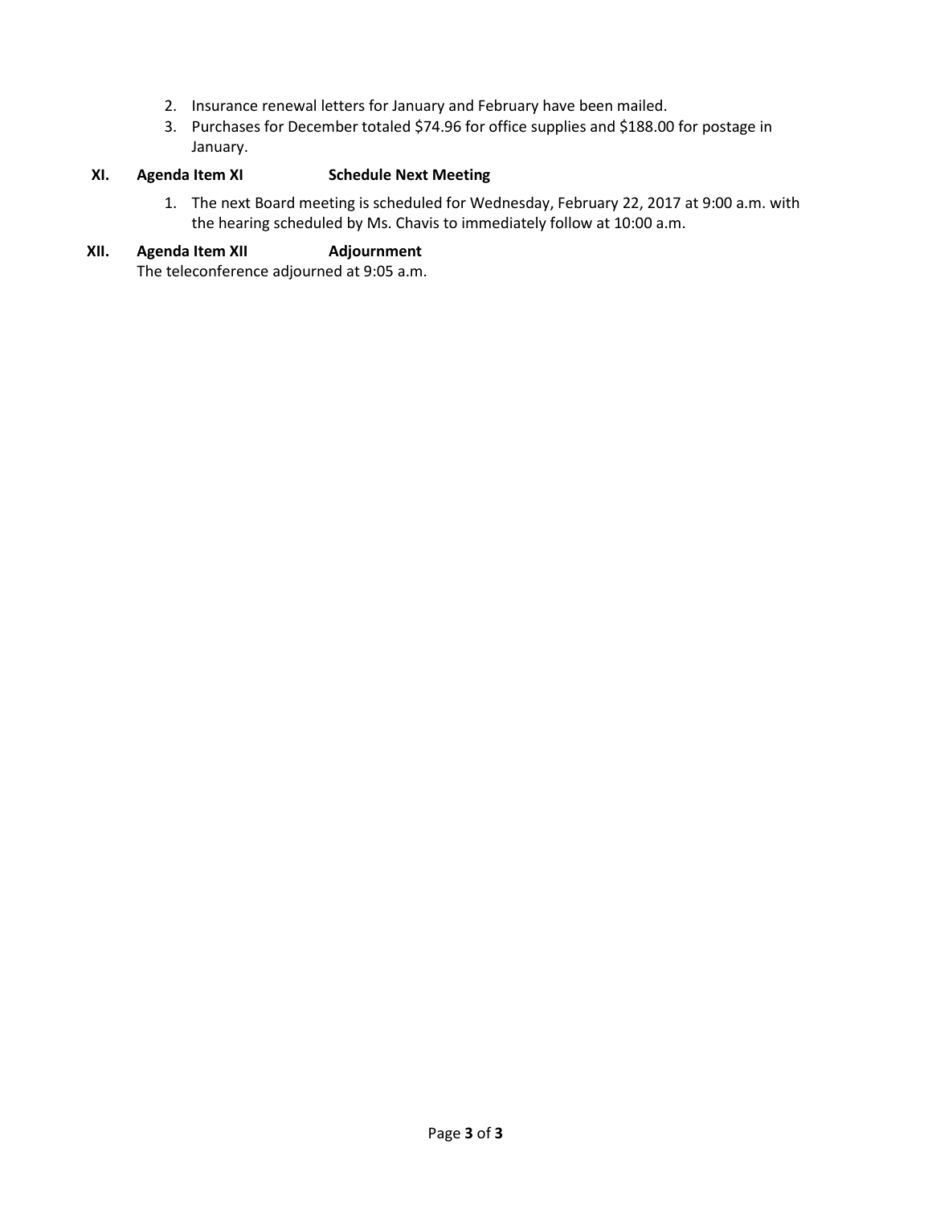2. Insurance renewal letters for January and February have been mailed.
3. Purchases for December totaled $74.96 for office supplies and $188.00 for postage in January.

**XI. Agenda Item XI Schedule Next Meeting**

1. The next Board meeting is scheduled for Wednesday, February 22, 2017 at 9:00 a.m. with the hearing scheduled by Ms. Chavis to immediately follow at 10:00 a.m.

**XII. Agenda Item XII Adjournment**

The teleconference adjourned at 9:05 a.m.